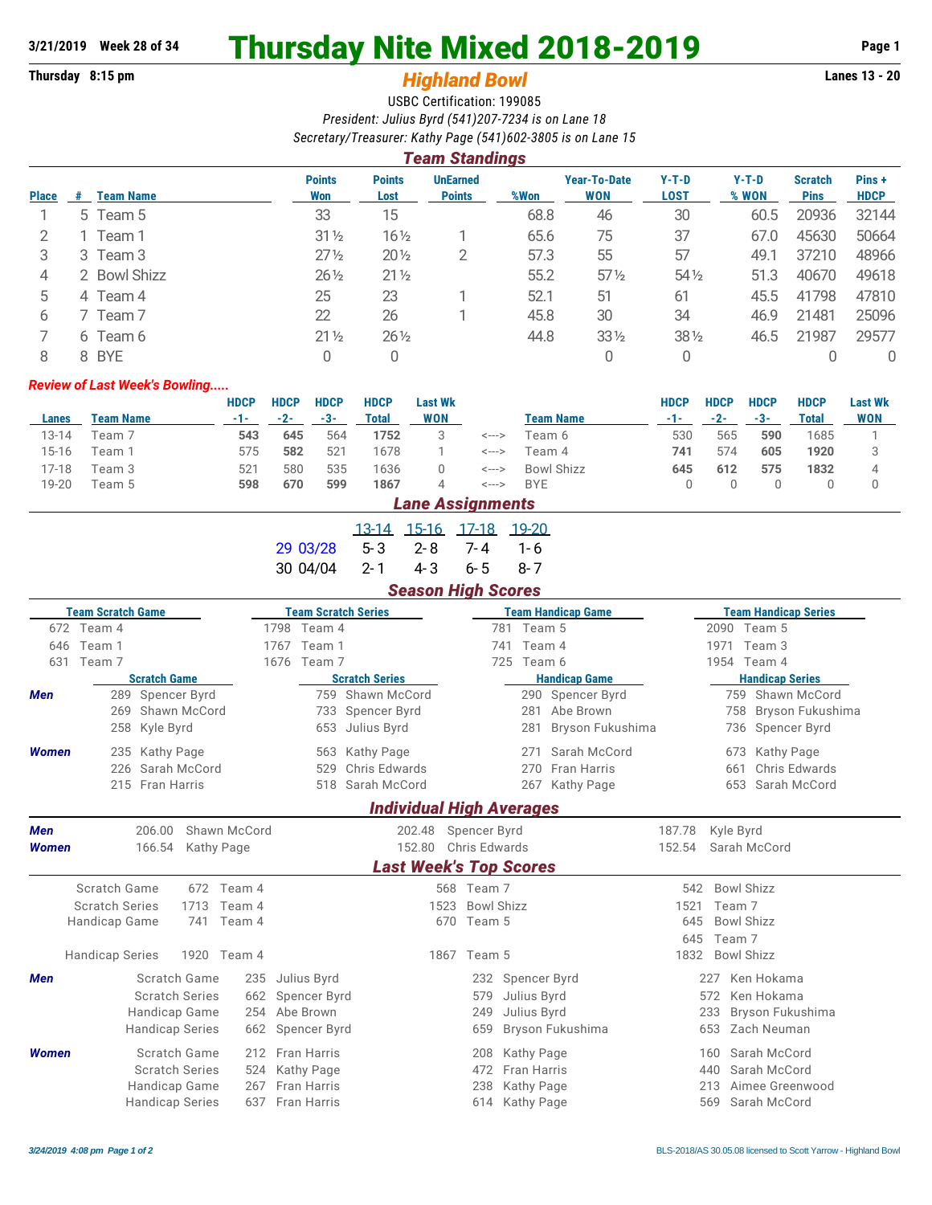3/21/2019 Week 28 of 34

# Thursday Nite Mixed 2018-2019

Thursday 8:15 pm

## Highland Bowl

Lanes 13 - 20

USBC Certification: 199085

*President: Julius Byrd (541)207-7234 is on Lane 18*

*Secretary/Treasurer: Kathy Page (541)602-3805 is on Lane 15*

## Team Standings

| Place | # | Team Name | Points Won | Points Lost | UnEarned Points | %Won | Year-To-Date WON | Y-T-D LOST | Y-T-D % WON | Scratch Pins | Pins + HDCP |
|---|---|---|---|---|---|---|---|---|---|---|---|
| 1 | 5 | Team 5 | 33 | 15 | | 68.8 | 46 | 30 | 60.5 | 20936 | 32144 |
| 2 | 1 | Team 1 | 31½ | 16½ | 1 | 65.6 | 75 | 37 | 67.0 | 45630 | 50664 |
| 3 | 3 | Team 3 | 27½ | 20½ | 2 | 57.3 | 55 | 57 | 49.1 | 37210 | 48966 |
| 4 | 2 | Bowl Shizz | 26½ | 21½ | | 55.2 | 57½ | 54½ | 51.3 | 40670 | 49618 |
| 5 | 4 | Team 4 | 25 | 23 | 1 | 52.1 | 51 | 61 | 45.5 | 41798 | 47810 |
| 6 | 7 | Team 7 | 22 | 26 | 1 | 45.8 | 30 | 34 | 46.9 | 21481 | 25096 |
| 7 | 6 | Team 6 | 21½ | 26½ | | 44.8 | 33½ | 38½ | 46.5 | 21987 | 29577 |
| 8 | 8 | BYE | 0 | 0 | | | 0 | 0 | | 0 | 0 |

***Review of Last Week's Bowling.....***

| Lanes | Team Name | HDCP -1- | HDCP -2- | HDCP -3- | HDCP Total | Last Wk WON | | Team Name | HDCP -1- | HDCP -2- | HDCP -3- | HDCP Total | Last Wk WON |
|---|---|---|---|---|---|---|---|---|---|---|---|---|---|
| 13-14 | Team 7 | **543** | **645** | 564 | **1752** | 3 | <---> | Team 6 | 530 | 565 | **590** | 1685 | 1 |
| 15-16 | Team 1 | 575 | **582** | 521 | 1678 | 1 | <---> | Team 4 | **741** | 574 | **605** | **1920** | 3 |
| 17-18 | Team 3 | 521 | 580 | 535 | 1636 | 0 | <---> | Bowl Shizz | **645** | **612** | **575** | **1832** | 4 |
| 19-20 | Team 5 | **598** | **670** | **599** | **1867** | 4 | <---> | BYE | 0 | 0 | 0 | 0 | 0 |

## Lane Assignments

| | 13-14 | 15-16 | 17-18 | 19-20 |
|---|---|---|---|---|
| 29 03/28 | 5-3 | 2-8 | 7-4 | 1-6 |
| 30 04/04 | 2-1 | 4-3 | 6-5 | 8-7 |

## Season High Scores

| Team Scratch Game | Team Scratch Series | Team Handicap Game | Team Handicap Series |
|---|---|---|---|
| 672 Team 4 | 1798 Team 4 | 781 Team 5 | 2090 Team 5 |
| 646 Team 1 | 1767 Team 1 | 741 Team 4 | 1971 Team 3 |
| 631 Team 7 | 1676 Team 7 | 725 Team 6 | 1954 Team 4 |

| | Scratch Game | Scratch Series | Handicap Game | Handicap Series |
|---|---|---|---|---|
| **Men** | 289 Spencer Byrd | 759 Shawn McCord | 290 Spencer Byrd | 759 Shawn McCord |
| | 269 Shawn McCord | 733 Spencer Byrd | 281 Abe Brown | 758 Bryson Fukushima |
| | 258 Kyle Byrd | 653 Julius Byrd | 281 Bryson Fukushima | 736 Spencer Byrd |
| **Women** | 235 Kathy Page | 563 Kathy Page | 271 Sarah McCord | 673 Kathy Page |
| | 226 Sarah McCord | 529 Chris Edwards | 270 Fran Harris | 661 Chris Edwards |
| | 215 Fran Harris | 518 Sarah McCord | 267 Kathy Page | 653 Sarah McCord |

## Individual High Averages

| | | | |
|---|---|---|---|
| **Men** | 206.00 Shawn McCord | 202.48 Spencer Byrd | 187.78 Kyle Byrd |
| **Women** | 166.54 Kathy Page | 152.80 Chris Edwards | 152.54 Sarah McCord |

## Last Week's Top Scores

| | | | |
|---|---|---|---|
| Scratch Game | 672 Team 4 | 568 Team 7 | 542 Bowl Shizz |
| Scratch Series | 1713 Team 4 | 1523 Bowl Shizz | 1521 Team 7 |
| Handicap Game | 741 Team 4 | 670 Team 5 | 645 Bowl Shizz |
| | | | 645 Team 7 |
| Handicap Series | 1920 Team 4 | 1867 Team 5 | 1832 Bowl Shizz |

| | | | | |
|---|---|---|---|---|
| **Men** | Scratch Game | 235 Julius Byrd | 232 Spencer Byrd | 227 Ken Hokama |
| | Scratch Series | 662 Spencer Byrd | 579 Julius Byrd | 572 Ken Hokama |
| | Handicap Game | 254 Abe Brown | 249 Julius Byrd | 233 Bryson Fukushima |
| | Handicap Series | 662 Spencer Byrd | 659 Bryson Fukushima | 653 Zach Neuman |
| **Women** | Scratch Game | 212 Fran Harris | 208 Kathy Page | 160 Sarah McCord |
| | Scratch Series | 524 Kathy Page | 472 Fran Harris | 440 Sarah McCord |
| | Handicap Game | 267 Fran Harris | 238 Kathy Page | 213 Aimee Greenwood |
| | Handicap Series | 637 Fran Harris | 614 Kathy Page | 569 Sarah McCord |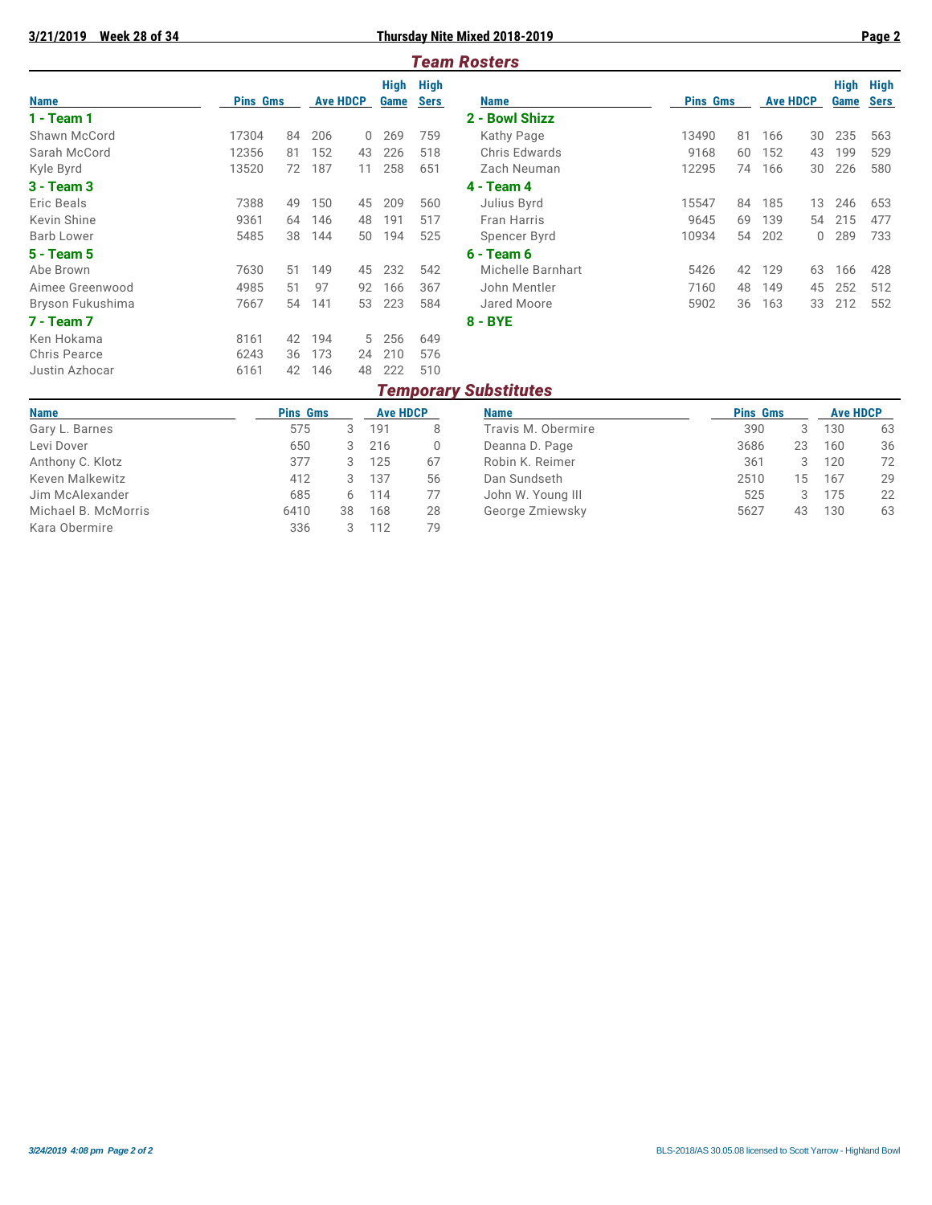## Team Rosters

| Name | Pins | Gms | Ave | HDCP | High Game | High Sers |
|---|---|---|---|---|---|---|
| **1 - Team 1** | | | | | | |
| Shawn McCord | 17304 | 84 | 206 | 0 | 269 | 759 |
| Sarah McCord | 12356 | 81 | 152 | 43 | 226 | 518 |
| Kyle Byrd | 13520 | 72 | 187 | 11 | 258 | 651 |
| **2 - Bowl Shizz** | | | | | | |
| Kathy Page | 13490 | 81 | 166 | 30 | 235 | 563 |
| Chris Edwards | 9168 | 60 | 152 | 43 | 199 | 529 |
| Zach Neuman | 12295 | 74 | 166 | 30 | 226 | 580 |
| **3 - Team 3** | | | | | | |
| Eric Beals | 7388 | 49 | 150 | 45 | 209 | 560 |
| Kevin Shine | 9361 | 64 | 146 | 48 | 191 | 517 |
| Barb Lower | 5485 | 38 | 144 | 50 | 194 | 525 |
| **4 - Team 4** | | | | | | |
| Julius Byrd | 15547 | 84 | 185 | 13 | 246 | 653 |
| Fran Harris | 9645 | 69 | 139 | 54 | 215 | 477 |
| Spencer Byrd | 10934 | 54 | 202 | 0 | 289 | 733 |
| **5 - Team 5** | | | | | | |
| Abe Brown | 7630 | 51 | 149 | 45 | 232 | 542 |
| Aimee Greenwood | 4985 | 51 | 97 | 92 | 166 | 367 |
| Bryson Fukushima | 7667 | 54 | 141 | 53 | 223 | 584 |
| **6 - Team 6** | | | | | | |
| Michelle Barnhart | 5426 | 42 | 129 | 63 | 166 | 428 |
| John Mentler | 7160 | 48 | 149 | 45 | 252 | 512 |
| Jared Moore | 5902 | 36 | 163 | 33 | 212 | 552 |
| **7 - Team 7** | | | | | | |
| Ken Hokama | 8161 | 42 | 194 | 5 | 256 | 649 |
| Chris Pearce | 6243 | 36 | 173 | 24 | 210 | 576 |
| Justin Azhocar | 6161 | 42 | 146 | 48 | 222 | 510 |
| **8 - BYE** | | | | | | |

## Temporary Substitutes

| Name | Pins | Gms | Ave | HDCP |
|---|---|---|---|---|
| Gary L. Barnes | 575 | 3 | 191 | 8 |
| Levi Dover | 650 | 3 | 216 | 0 |
| Anthony C. Klotz | 377 | 3 | 125 | 67 |
| Keven Malkewitz | 412 | 3 | 137 | 56 |
| Jim McAlexander | 685 | 6 | 114 | 77 |
| Michael B. McMorris | 6410 | 38 | 168 | 28 |
| Kara Obermire | 336 | 3 | 112 | 79 |
| Travis M. Obermire | 390 | 3 | 130 | 63 |
| Deanna D. Page | 3686 | 23 | 160 | 36 |
| Robin K. Reimer | 361 | 3 | 120 | 72 |
| Dan Sundseth | 2510 | 15 | 167 | 29 |
| John W. Young III | 525 | 3 | 175 | 22 |
| George Zmiewsky | 5627 | 43 | 130 | 63 |